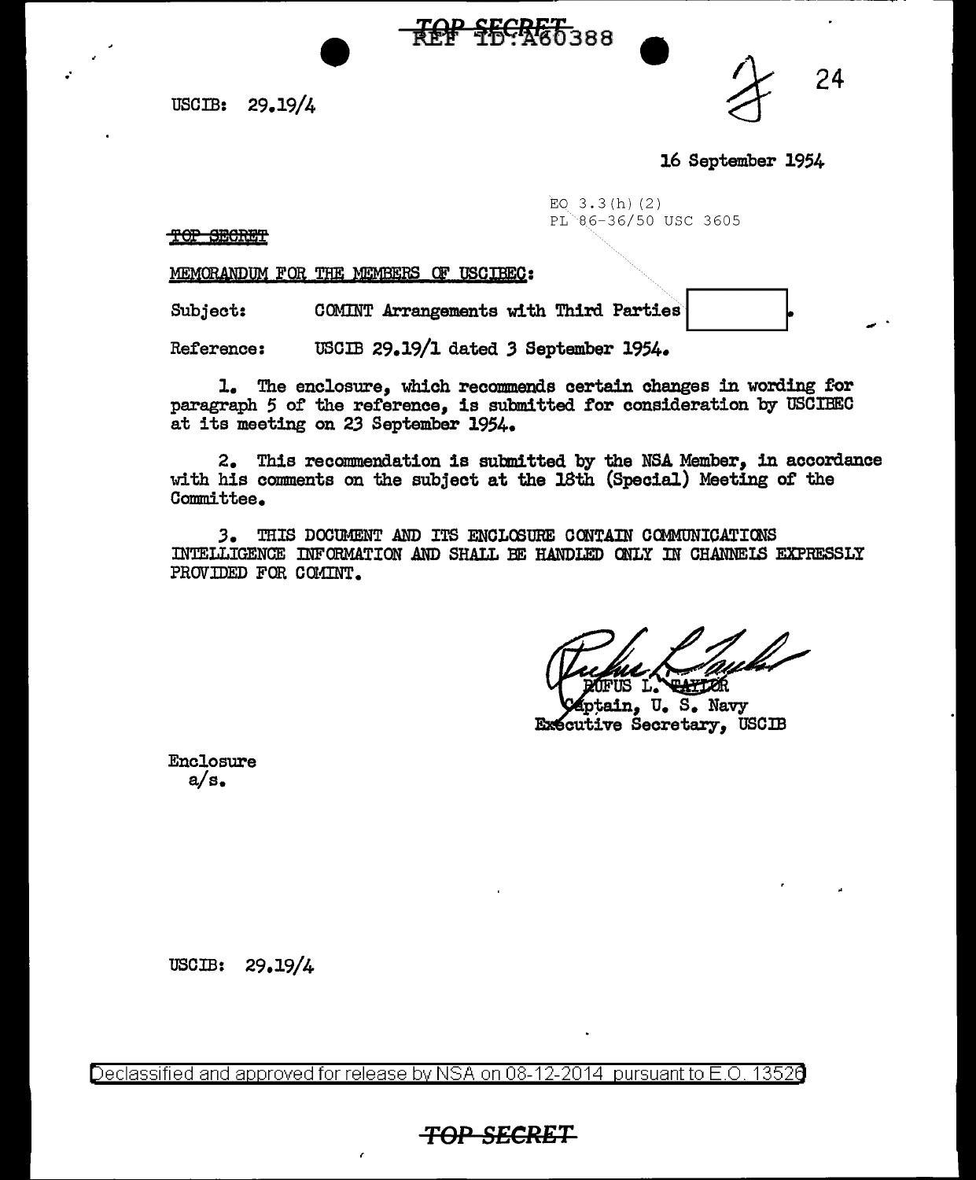TOP SECRET
REF ID:A60388

USCIB: 29.19/4

24

16 September 1954

EO 3.3(h)(2)
PL 86-36/50 USC 3605

TOP SECRET

MEMORANDUM FOR THE MEMBERS OF USCIBEC:

Subject: COMINT Arrangements with Third Parties [ ].

Reference: USCIB 29.19/1 dated 3 September 1954.

1. The enclosure, which recommends certain changes in wording for paragraph 5 of the reference, is submitted for consideration by USCIBEC at its meeting on 23 September 1954.

2. This recommendation is submitted by the NSA Member, in accordance with his comments on the subject at the 18th (Special) Meeting of the Committee.

3. THIS DOCUMENT AND ITS ENCLOSURE CONTAIN COMMUNICATIONS INTELLIGENCE INFORMATION AND SHALL BE HANDLED ONLY IN CHANNELS EXPRESSLY PROVIDED FOR COMINT.

RUFUS L. TAYLOR
Captain, U. S. Navy
Executive Secretary, USCIB

Enclosure
a/s.

USCIB: 29.19/4

Declassified and approved for release by NSA on 08-12-2014 pursuant to E.O. 13526

TOP SECRET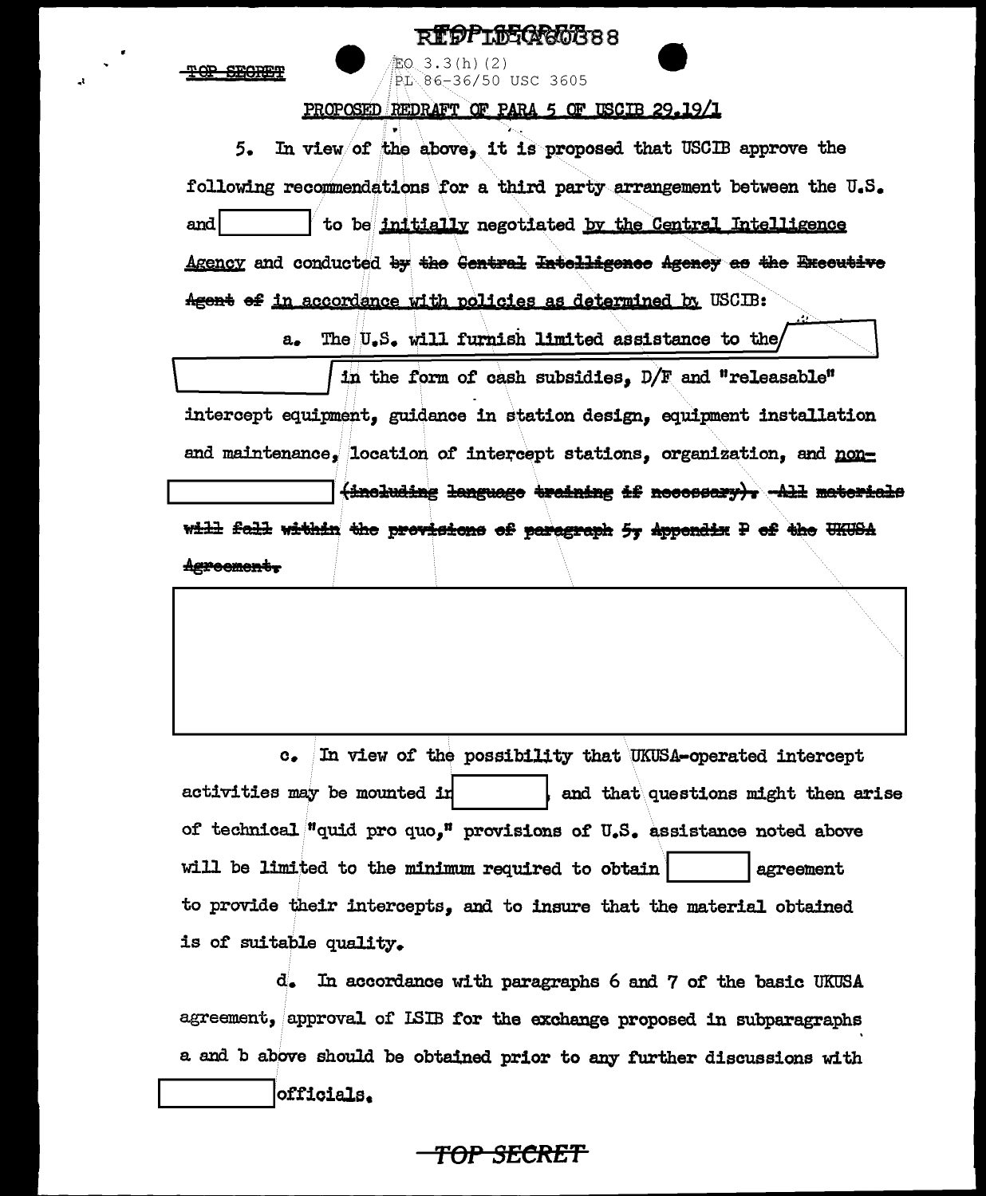TOP SECRET

EO 3.3(h)(2)
PL 86-36/50 USC 3605

PROPOSED REDRAFT OF PARA 5 OF USCIB 29.19/1

5. In view of the above, it is proposed that USCIB approve the following recommendations for a third party arrangement between the U.S. and [          ] to be initially negotiated by the Central Intelligence Agency and conducted ~~by the Central Intelligence Agency as the Executive Agent of~~ in accordance with policies as determined by USCIB:

a. The U.S. will furnish limited assistance to the [          ] in the form of cash subsidies, D/F and "releasable" intercept equipment, guidance in station design, equipment installation and maintenance, location of intercept stations, organization, and non- [          ] ~~(including language training if necessary). All materials will fall within the provisions of paragraph 5, Appendix P of the UKUSA Agreement.~~

[          ]

c. In view of the possibility that UKUSA-operated intercept activities may be mounted in [          ], and that questions might then arise of technical "quid pro quo," provisions of U.S. assistance noted above will be limited to the minimum required to obtain [          ] agreement to provide their intercepts, and to insure that the material obtained is of suitable quality.

d. In accordance with paragraphs 6 and 7 of the basic UKUSA agreement, approval of ISIB for the exchange proposed in subparagraphs a and b above should be obtained prior to any further discussions with [          ] officials.

TOP SECRET